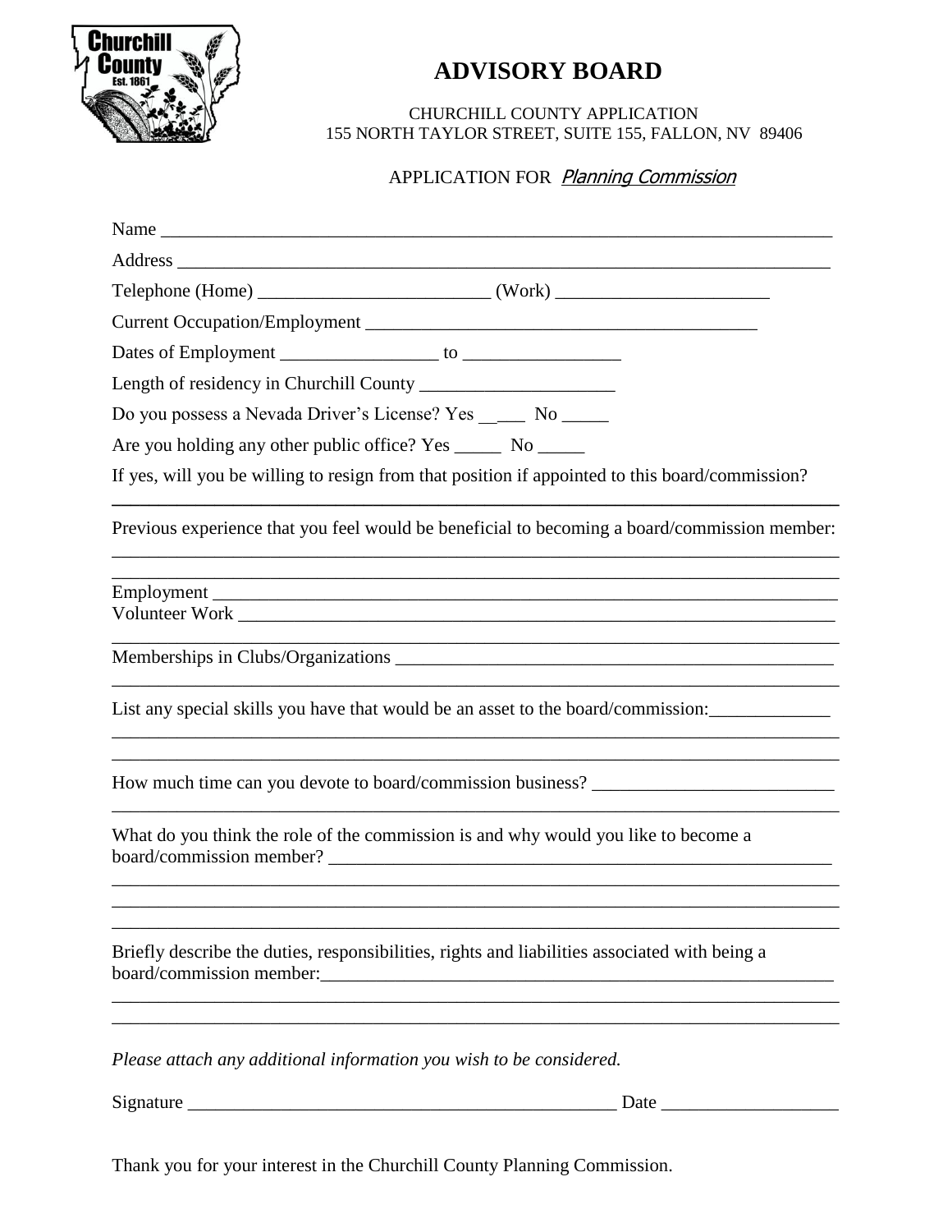# ADVISORY BOARD

CHURCHILL COUNTY APPLICATION
155 NORTH TAYLOR STREET, SUITE 155, FALLON, NV 89406

APPLICATION FOR *Planning Commission*

Name ___________________________________________________________________________

Address _________________________________________________________________________

Telephone (Home) _________________________ (Work) _______________________

Current Occupation/Employment ___________________________________________

Dates of Employment _________________ to _________________

Length of residency in Churchill County _____________________

Do you possess a Nevada Driver's License? Yes _____ No _____

Are you holding any other public office? Yes _____ No _____

If yes, will you be willing to resign from that position if appointed to this board/commission?
_____________________________________________________________________________

Previous experience that you feel would be beneficial to becoming a board/commission member:
_____________________________________________________________________________
_____________________________________________________________________________

Employment _____________________________________________________________________

Volunteer Work ___________________________________________________________________
_____________________________________________________________________________

Memberships in Clubs/Organizations _______________________________________________
_____________________________________________________________________________

List any special skills you have that would be an asset to the board/commission:_____________
_____________________________________________________________________________
_____________________________________________________________________________

How much time can you devote to board/commission business? __________________________
_____________________________________________________________________________

What do you think the role of the commission is and why would you like to become a board/commission member? ________________________________________________________
_____________________________________________________________________________
_____________________________________________________________________________
_____________________________________________________________________________

Briefly describe the duties, responsibilities, rights and liabilities associated with being a board/commission member:___________________________________________________________
_____________________________________________________________________________
_____________________________________________________________________________

*Please attach any additional information you wish to be considered.*

Signature _______________________________________________ Date ___________________

Thank you for your interest in the Churchill County Planning Commission.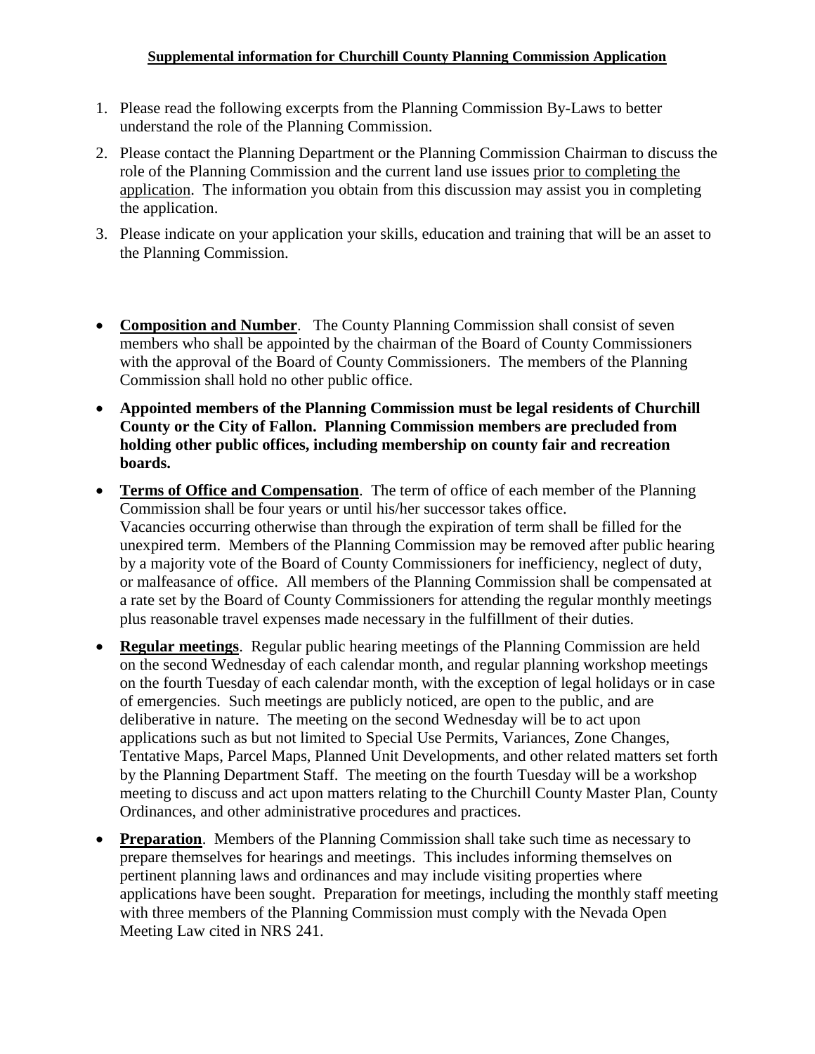**<u>Supplemental information for Churchill County Planning Commission Application</u>**

1. Please read the following excerpts from the Planning Commission By-Laws to better understand the role of the Planning Commission.
2. Please contact the Planning Department or the Planning Commission Chairman to discuss the role of the Planning Commission and the current land use issues <u>prior to completing the application</u>. The information you obtain from this discussion may assist you in completing the application.
3. Please indicate on your application your skills, education and training that will be an asset to the Planning Commission.

- **<u>Composition and Number</u>**. The County Planning Commission shall consist of seven members who shall be appointed by the chairman of the Board of County Commissioners with the approval of the Board of County Commissioners. The members of the Planning Commission shall hold no other public office.
- **Appointed members of the Planning Commission must be legal residents of Churchill County or the City of Fallon. Planning Commission members are precluded from holding other public offices, including membership on county fair and recreation boards.**
- **<u>Terms of Office and Compensation</u>**. The term of office of each member of the Planning Commission shall be four years or until his/her successor takes office. Vacancies occurring otherwise than through the expiration of term shall be filled for the unexpired term. Members of the Planning Commission may be removed after public hearing by a majority vote of the Board of County Commissioners for inefficiency, neglect of duty, or malfeasance of office. All members of the Planning Commission shall be compensated at a rate set by the Board of County Commissioners for attending the regular monthly meetings plus reasonable travel expenses made necessary in the fulfillment of their duties.
- **<u>Regular meetings</u>**. Regular public hearing meetings of the Planning Commission are held on the second Wednesday of each calendar month, and regular planning workshop meetings on the fourth Tuesday of each calendar month, with the exception of legal holidays or in case of emergencies. Such meetings are publicly noticed, are open to the public, and are deliberative in nature. The meeting on the second Wednesday will be to act upon applications such as but not limited to Special Use Permits, Variances, Zone Changes, Tentative Maps, Parcel Maps, Planned Unit Developments, and other related matters set forth by the Planning Department Staff. The meeting on the fourth Tuesday will be a workshop meeting to discuss and act upon matters relating to the Churchill County Master Plan, County Ordinances, and other administrative procedures and practices.
- **<u>Preparation</u>**. Members of the Planning Commission shall take such time as necessary to prepare themselves for hearings and meetings. This includes informing themselves on pertinent planning laws and ordinances and may include visiting properties where applications have been sought. Preparation for meetings, including the monthly staff meeting with three members of the Planning Commission must comply with the Nevada Open Meeting Law cited in NRS 241.